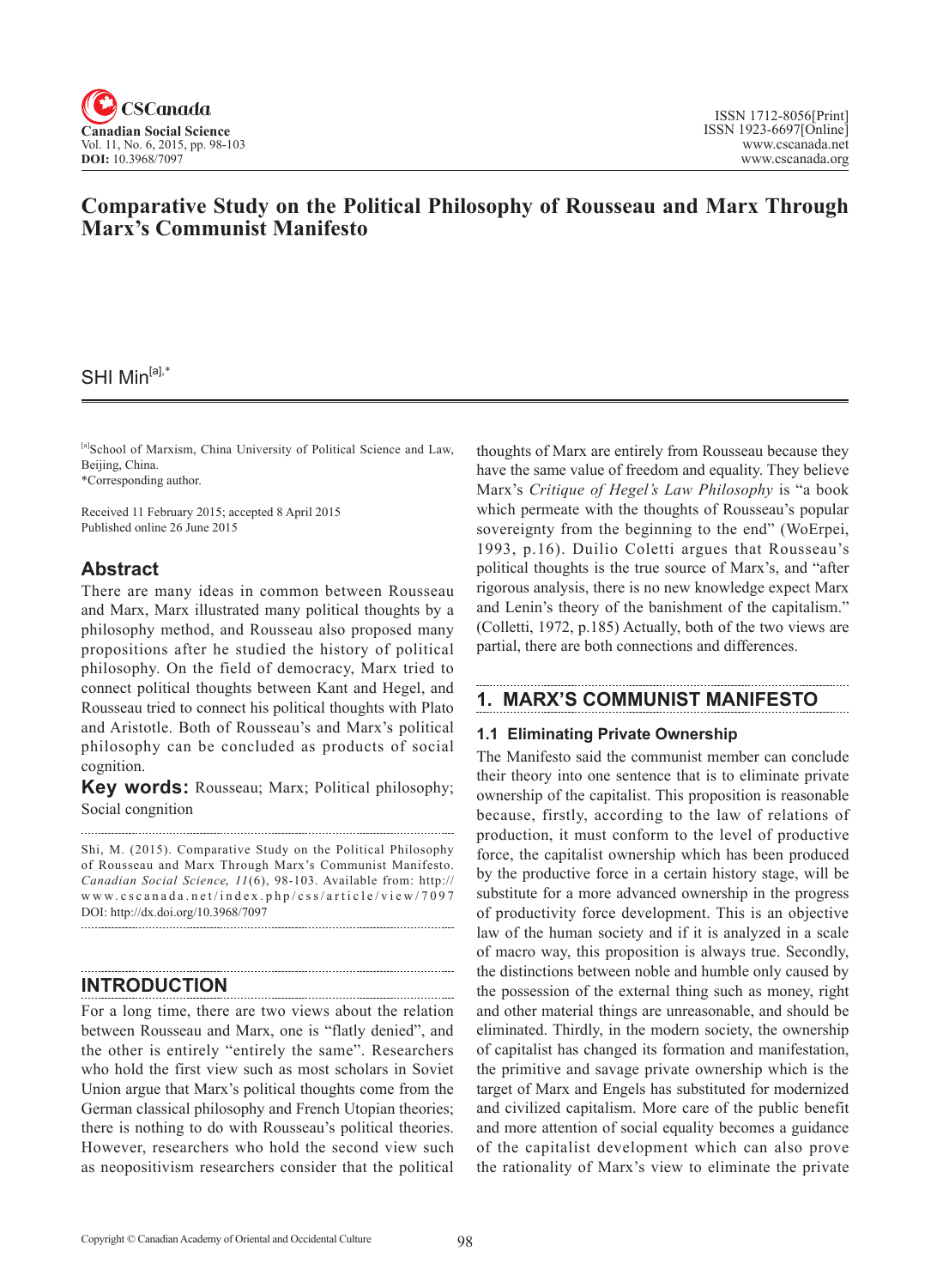# Comparative Study on the Political Philosophy of Rousseau and Marx Through Marx's Communist Manifesto

SHI Min[a],*

[a]School of Marxism, China University of Political Science and Law, Beijing, China.
*Corresponding author.

Received 11 February 2015; accepted 8 April 2015
Published online 26 June 2015

## Abstract

There are many ideas in common between Rousseau and Marx, Marx illustrated many political thoughts by a philosophy method, and Rousseau also proposed many propositions after he studied the history of political philosophy. On the field of democracy, Marx tried to connect political thoughts between Kant and Hegel, and Rousseau tried to connect his political thoughts with Plato and Aristotle. Both of Rousseau's and Marx's political philosophy can be concluded as products of social cognition.

**Key words:** Rousseau; Marx; Political philosophy; Social congnition

Shi, M. (2015). Comparative Study on the Political Philosophy of Rousseau and Marx Through Marx's Communist Manifesto. *Canadian Social Science, 11*(6), 98-103. Available from: http://www.cscanada.net/index.php/css/article/view/7097 DOI: http://dx.doi.org/10.3968/7097

## INTRODUCTION

For a long time, there are two views about the relation between Rousseau and Marx, one is "flatly denied", and the other is entirely "entirely the same". Researchers who hold the first view such as most scholars in Soviet Union argue that Marx's political thoughts come from the German classical philosophy and French Utopian theories; there is nothing to do with Rousseau's political theories. However, researchers who hold the second view such as neopositivism researchers consider that the political thoughts of Marx are entirely from Rousseau because they have the same value of freedom and equality. They believe Marx's *Critique of Hegel's Law Philosophy* is "a book which permeate with the thoughts of Rousseau's popular sovereignty from the beginning to the end" (WoErpei, 1993, p.16). Duilio Coletti argues that Rousseau's political thoughts is the true source of Marx's, and "after rigorous analysis, there is no new knowledge expect Marx and Lenin's theory of the banishment of the capitalism." (Colletti, 1972, p.185) Actually, both of the two views are partial, there are both connections and differences.

## 1. MARX'S COMMUNIST MANIFESTO

### 1.1 Eliminating Private Ownership

The Manifesto said the communist member can conclude their theory into one sentence that is to eliminate private ownership of the capitalist. This proposition is reasonable because, firstly, according to the law of relations of production, it must conform to the level of productive force, the capitalist ownership which has been produced by the productive force in a certain history stage, will be substitute for a more advanced ownership in the progress of productivity force development. This is an objective law of the human society and if it is analyzed in a scale of macro way, this proposition is always true. Secondly, the distinctions between noble and humble only caused by the possession of the external thing such as money, right and other material things are unreasonable, and should be eliminated. Thirdly, in the modern society, the ownership of capitalist has changed its formation and manifestation, the primitive and savage private ownership which is the target of Marx and Engels has substituted for modernized and civilized capitalism. More care of the public benefit and more attention of social equality becomes a guidance of the capitalist development which can also prove the rationality of Marx's view to eliminate the private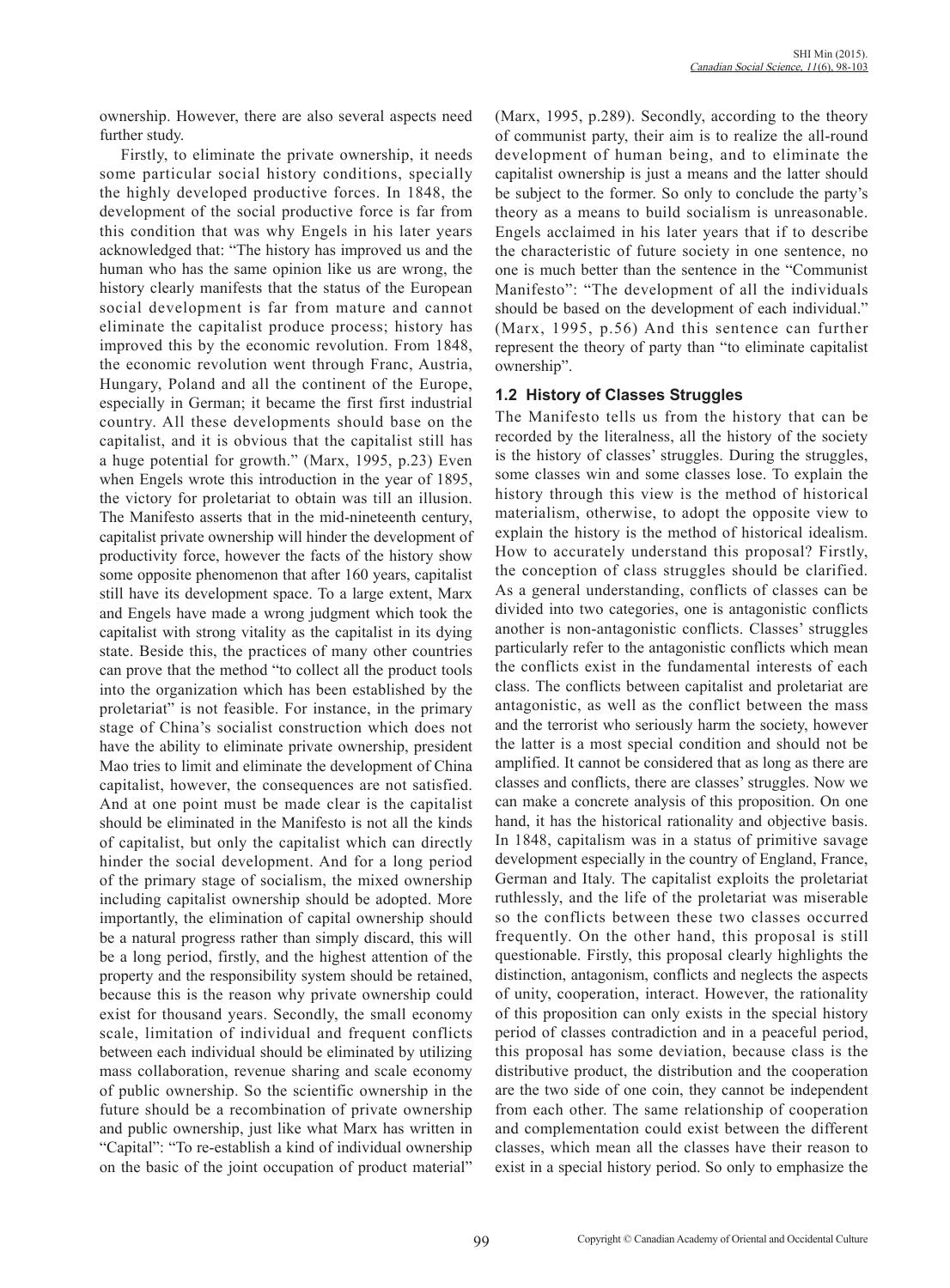ownership. However, there are also several aspects need further study.

Firstly, to eliminate the private ownership, it needs some particular social history conditions, specially the highly developed productive forces. In 1848, the development of the social productive force is far from this condition that was why Engels in his later years acknowledged that: "The history has improved us and the human who has the same opinion like us are wrong, the history clearly manifests that the status of the European social development is far from mature and cannot eliminate the capitalist produce process; history has improved this by the economic revolution. From 1848, the economic revolution went through Franc, Austria, Hungary, Poland and all the continent of the Europe, especially in German; it became the first first industrial country. All these developments should base on the capitalist, and it is obvious that the capitalist still has a huge potential for growth." (Marx, 1995, p.23) Even when Engels wrote this introduction in the year of 1895, the victory for proletariat to obtain was till an illusion. The Manifesto asserts that in the mid-nineteenth century, capitalist private ownership will hinder the development of productivity force, however the facts of the history show some opposite phenomenon that after 160 years, capitalist still have its development space. To a large extent, Marx and Engels have made a wrong judgment which took the capitalist with strong vitality as the capitalist in its dying state. Beside this, the practices of many other countries can prove that the method "to collect all the product tools into the organization which has been established by the proletariat" is not feasible. For instance, in the primary stage of China's socialist construction which does not have the ability to eliminate private ownership, president Mao tries to limit and eliminate the development of China capitalist, however, the consequences are not satisfied. And at one point must be made clear is the capitalist should be eliminated in the Manifesto is not all the kinds of capitalist, but only the capitalist which can directly hinder the social development. And for a long period of the primary stage of socialism, the mixed ownership including capitalist ownership should be adopted. More importantly, the elimination of capital ownership should be a natural progress rather than simply discard, this will be a long period, firstly, and the highest attention of the property and the responsibility system should be retained, because this is the reason why private ownership could exist for thousand years. Secondly, the small economy scale, limitation of individual and frequent conflicts between each individual should be eliminated by utilizing mass collaboration, revenue sharing and scale economy of public ownership. So the scientific ownership in the future should be a recombination of private ownership and public ownership, just like what Marx has written in "Capital": "To re-establish a kind of individual ownership on the basic of the joint occupation of product material" (Marx, 1995, p.289). Secondly, according to the theory of communist party, their aim is to realize the all-round development of human being, and to eliminate the capitalist ownership is just a means and the latter should be subject to the former. So only to conclude the party's theory as a means to build socialism is unreasonable. Engels acclaimed in his later years that if to describe the characteristic of future society in one sentence, no one is much better than the sentence in the "Communist Manifesto": "The development of all the individuals should be based on the development of each individual." (Marx, 1995, p.56) And this sentence can further represent the theory of party than "to eliminate capitalist ownership".

### 1.2 History of Classes Struggles

The Manifesto tells us from the history that can be recorded by the literalness, all the history of the society is the history of classes' struggles. During the struggles, some classes win and some classes lose. To explain the history through this view is the method of historical materialism, otherwise, to adopt the opposite view to explain the history is the method of historical idealism. How to accurately understand this proposal? Firstly, the conception of class struggles should be clarified. As a general understanding, conflicts of classes can be divided into two categories, one is antagonistic conflicts another is non-antagonistic conflicts. Classes' struggles particularly refer to the antagonistic conflicts which mean the conflicts exist in the fundamental interests of each class. The conflicts between capitalist and proletariat are antagonistic, as well as the conflict between the mass and the terrorist who seriously harm the society, however the latter is a most special condition and should not be amplified. It cannot be considered that as long as there are classes and conflicts, there are classes' struggles. Now we can make a concrete analysis of this proposition. On one hand, it has the historical rationality and objective basis. In 1848, capitalism was in a status of primitive savage development especially in the country of England, France, German and Italy. The capitalist exploits the proletariat ruthlessly, and the life of the proletariat was miserable so the conflicts between these two classes occurred frequently. On the other hand, this proposal is still questionable. Firstly, this proposal clearly highlights the distinction, antagonism, conflicts and neglects the aspects of unity, cooperation, interact. However, the rationality of this proposition can only exists in the special history period of classes contradiction and in a peaceful period, this proposal has some deviation, because class is the distributive product, the distribution and the cooperation are the two side of one coin, they cannot be independent from each other. The same relationship of cooperation and complementation could exist between the different classes, which mean all the classes have their reason to exist in a special history period. So only to emphasize the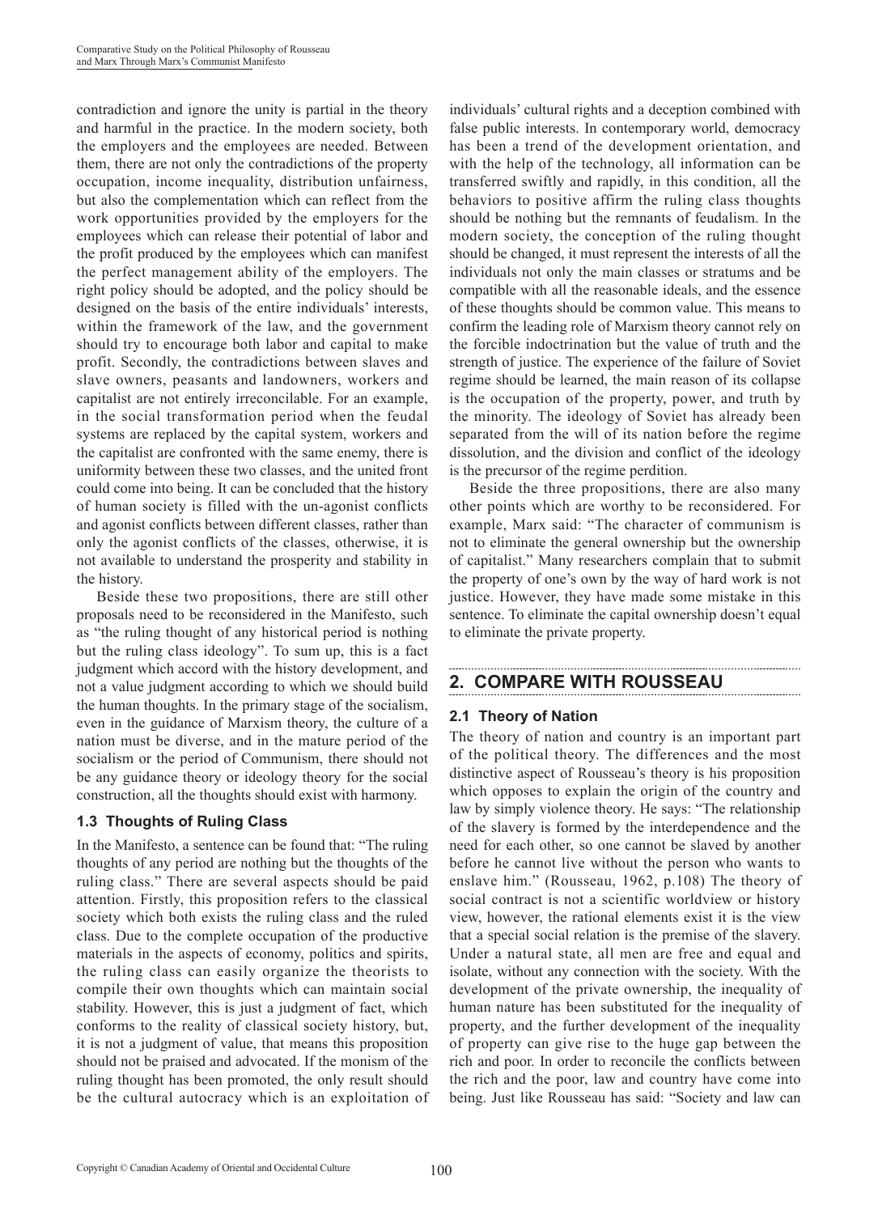contradiction and ignore the unity is partial in the theory and harmful in the practice. In the modern society, both the employers and the employees are needed. Between them, there are not only the contradictions of the property occupation, income inequality, distribution unfairness, but also the complementation which can reflect from the work opportunities provided by the employers for the employees which can release their potential of labor and the profit produced by the employees which can manifest the perfect management ability of the employers. The right policy should be adopted, and the policy should be designed on the basis of the entire individuals' interests, within the framework of the law, and the government should try to encourage both labor and capital to make profit. Secondly, the contradictions between slaves and slave owners, peasants and landowners, workers and capitalist are not entirely irreconcilable. For an example, in the social transformation period when the feudal systems are replaced by the capital system, workers and the capitalist are confronted with the same enemy, there is uniformity between these two classes, and the united front could come into being. It can be concluded that the history of human society is filled with the un-agonist conflicts and agonist conflicts between different classes, rather than only the agonist conflicts of the classes, otherwise, it is not available to understand the prosperity and stability in the history.

Beside these two propositions, there are still other proposals need to be reconsidered in the Manifesto, such as "the ruling thought of any historical period is nothing but the ruling class ideology". To sum up, this is a fact judgment which accord with the history development, and not a value judgment according to which we should build the human thoughts. In the primary stage of the socialism, even in the guidance of Marxism theory, the culture of a nation must be diverse, and in the mature period of the socialism or the period of Communism, there should not be any guidance theory or ideology theory for the social construction, all the thoughts should exist with harmony.

### 1.3 Thoughts of Ruling Class

In the Manifesto, a sentence can be found that: "The ruling thoughts of any period are nothing but the thoughts of the ruling class." There are several aspects should be paid attention. Firstly, this proposition refers to the classical society which both exists the ruling class and the ruled class. Due to the complete occupation of the productive materials in the aspects of economy, politics and spirits, the ruling class can easily organize the theorists to compile their own thoughts which can maintain social stability. However, this is just a judgment of fact, which conforms to the reality of classical society history, but, it is not a judgment of value, that means this proposition should not be praised and advocated. If the monism of the ruling thought has been promoted, the only result should be the cultural autocracy which is an exploitation of individuals' cultural rights and a deception combined with false public interests. In contemporary world, democracy has been a trend of the development orientation, and with the help of the technology, all information can be transferred swiftly and rapidly, in this condition, all the behaviors to positive affirm the ruling class thoughts should be nothing but the remnants of feudalism. In the modern society, the conception of the ruling thought should be changed, it must represent the interests of all the individuals not only the main classes or stratums and be compatible with all the reasonable ideals, and the essence of these thoughts should be common value. This means to confirm the leading role of Marxism theory cannot rely on the forcible indoctrination but the value of truth and the strength of justice. The experience of the failure of Soviet regime should be learned, the main reason of its collapse is the occupation of the property, power, and truth by the minority. The ideology of Soviet has already been separated from the will of its nation before the regime dissolution, and the division and conflict of the ideology is the precursor of the regime perdition.

Beside the three propositions, there are also many other points which are worthy to be reconsidered. For example, Marx said: "The character of communism is not to eliminate the general ownership but the ownership of capitalist." Many researchers complain that to submit the property of one's own by the way of hard work is not justice. However, they have made some mistake in this sentence. To eliminate the capital ownership doesn't equal to eliminate the private property.

## 2. COMPARE WITH ROUSSEAU

### 2.1 Theory of Nation

The theory of nation and country is an important part of the political theory. The differences and the most distinctive aspect of Rousseau's theory is his proposition which opposes to explain the origin of the country and law by simply violence theory. He says: "The relationship of the slavery is formed by the interdependence and the need for each other, so one cannot be slaved by another before he cannot live without the person who wants to enslave him." (Rousseau, 1962, p.108) The theory of social contract is not a scientific worldview or history view, however, the rational elements exist it is the view that a special social relation is the premise of the slavery. Under a natural state, all men are free and equal and isolate, without any connection with the society. With the development of the private ownership, the inequality of human nature has been substituted for the inequality of property, and the further development of the inequality of property can give rise to the huge gap between the rich and poor. In order to reconcile the conflicts between the rich and the poor, law and country have come into being. Just like Rousseau has said: "Society and law can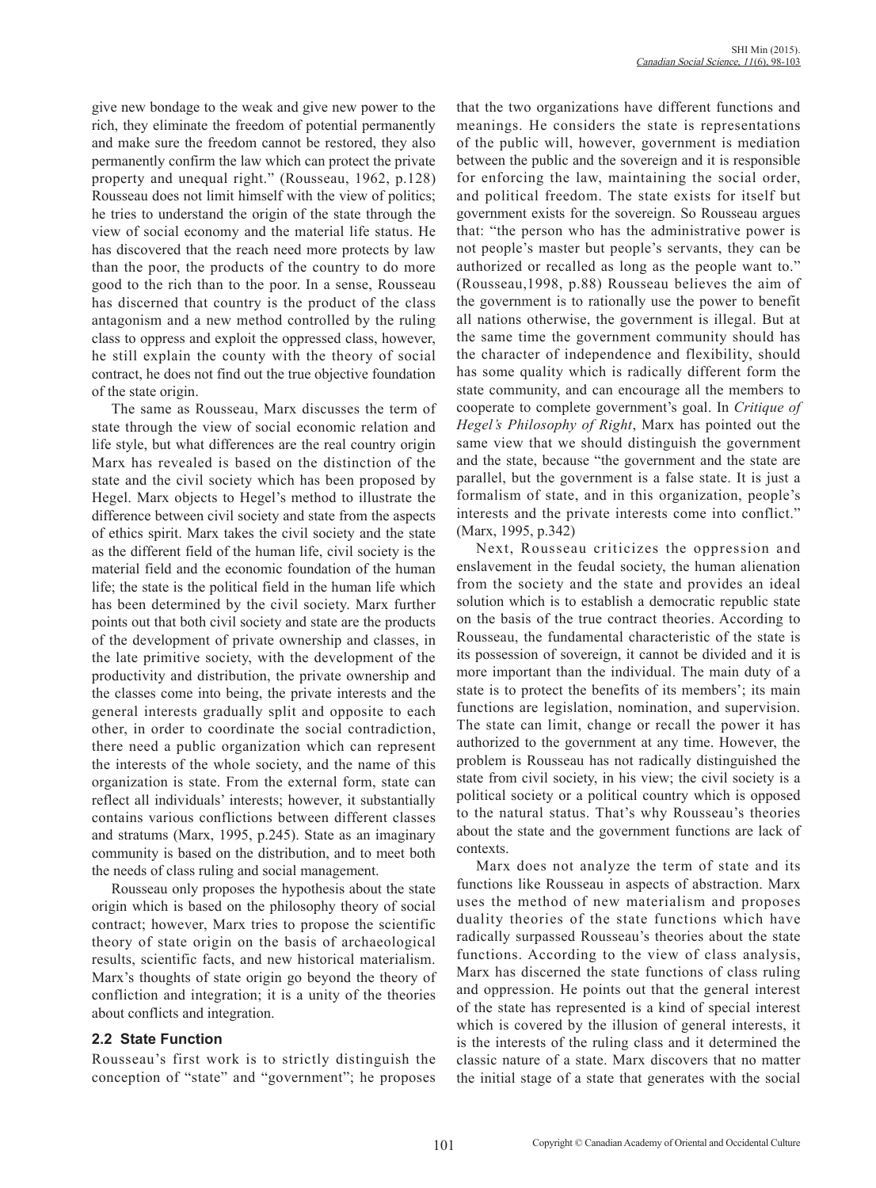give new bondage to the weak and give new power to the rich, they eliminate the freedom of potential permanently and make sure the freedom cannot be restored, they also permanently confirm the law which can protect the private property and unequal right." (Rousseau, 1962, p.128) Rousseau does not limit himself with the view of politics; he tries to understand the origin of the state through the view of social economy and the material life status. He has discovered that the reach need more protects by law than the poor, the products of the country to do more good to the rich than to the poor. In a sense, Rousseau has discerned that country is the product of the class antagonism and a new method controlled by the ruling class to oppress and exploit the oppressed class, however, he still explain the county with the theory of social contract, he does not find out the true objective foundation of the state origin.

The same as Rousseau, Marx discusses the term of state through the view of social economic relation and life style, but what differences are the real country origin Marx has revealed is based on the distinction of the state and the civil society which has been proposed by Hegel. Marx objects to Hegel's method to illustrate the difference between civil society and state from the aspects of ethics spirit. Marx takes the civil society and the state as the different field of the human life, civil society is the material field and the economic foundation of the human life; the state is the political field in the human life which has been determined by the civil society. Marx further points out that both civil society and state are the products of the development of private ownership and classes, in the late primitive society, with the development of the productivity and distribution, the private ownership and the classes come into being, the private interests and the general interests gradually split and opposite to each other, in order to coordinate the social contradiction, there need a public organization which can represent the interests of the whole society, and the name of this organization is state. From the external form, state can reflect all individuals' interests; however, it substantially contains various conflictions between different classes and stratums (Marx, 1995, p.245). State as an imaginary community is based on the distribution, and to meet both the needs of class ruling and social management.

Rousseau only proposes the hypothesis about the state origin which is based on the philosophy theory of social contract; however, Marx tries to propose the scientific theory of state origin on the basis of archaeological results, scientific facts, and new historical materialism. Marx's thoughts of state origin go beyond the theory of confliction and integration; it is a unity of the theories about conflicts and integration.

### 2.2 State Function

Rousseau's first work is to strictly distinguish the conception of "state" and "government"; he proposes that the two organizations have different functions and meanings. He considers the state is representations of the public will, however, government is mediation between the public and the sovereign and it is responsible for enforcing the law, maintaining the social order, and political freedom. The state exists for itself but government exists for the sovereign. So Rousseau argues that: "the person who has the administrative power is not people's master but people's servants, they can be authorized or recalled as long as the people want to." (Rousseau,1998, p.88) Rousseau believes the aim of the government is to rationally use the power to benefit all nations otherwise, the government is illegal. But at the same time the government community should has the character of independence and flexibility, should has some quality which is radically different form the state community, and can encourage all the members to cooperate to complete government's goal. In *Critique of Hegel's Philosophy of Right*, Marx has pointed out the same view that we should distinguish the government and the state, because "the government and the state are parallel, but the government is a false state. It is just a formalism of state, and in this organization, people's interests and the private interests come into conflict." (Marx, 1995, p.342)

Next, Rousseau criticizes the oppression and enslavement in the feudal society, the human alienation from the society and the state and provides an ideal solution which is to establish a democratic republic state on the basis of the true contract theories. According to Rousseau, the fundamental characteristic of the state is its possession of sovereign, it cannot be divided and it is more important than the individual. The main duty of a state is to protect the benefits of its members'; its main functions are legislation, nomination, and supervision. The state can limit, change or recall the power it has authorized to the government at any time. However, the problem is Rousseau has not radically distinguished the state from civil society, in his view; the civil society is a political society or a political country which is opposed to the natural status. That's why Rousseau's theories about the state and the government functions are lack of contexts.

Marx does not analyze the term of state and its functions like Rousseau in aspects of abstraction. Marx uses the method of new materialism and proposes duality theories of the state functions which have radically surpassed Rousseau's theories about the state functions. According to the view of class analysis, Marx has discerned the state functions of class ruling and oppression. He points out that the general interest of the state has represented is a kind of special interest which is covered by the illusion of general interests, it is the interests of the ruling class and it determined the classic nature of a state. Marx discovers that no matter the initial stage of a state that generates with the social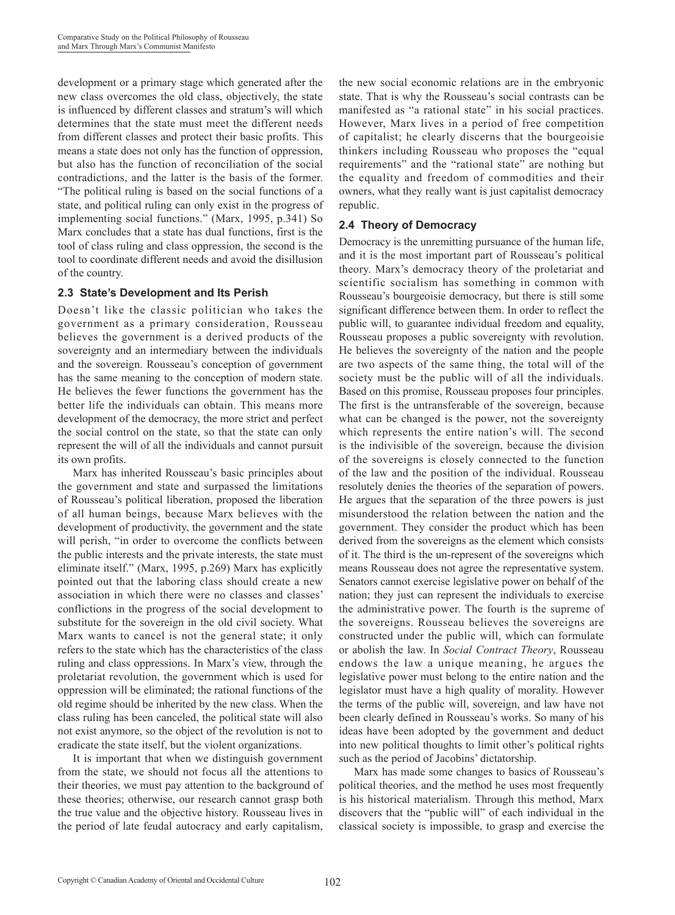development or a primary stage which generated after the new class overcomes the old class, objectively, the state is influenced by different classes and stratum's will which determines that the state must meet the different needs from different classes and protect their basic profits. This means a state does not only has the function of oppression, but also has the function of reconciliation of the social contradictions, and the latter is the basis of the former. "The political ruling is based on the social functions of a state, and political ruling can only exist in the progress of implementing social functions." (Marx, 1995, p.341) So Marx concludes that a state has dual functions, first is the tool of class ruling and class oppression, the second is the tool to coordinate different needs and avoid the disillusion of the country.

### 2.3 State's Development and Its Perish

Doesn't like the classic politician who takes the government as a primary consideration, Rousseau believes the government is a derived products of the sovereignty and an intermediary between the individuals and the sovereign. Rousseau's conception of government has the same meaning to the conception of modern state. He believes the fewer functions the government has the better life the individuals can obtain. This means more development of the democracy, the more strict and perfect the social control on the state, so that the state can only represent the will of all the individuals and cannot pursuit its own profits.

Marx has inherited Rousseau's basic principles about the government and state and surpassed the limitations of Rousseau's political liberation, proposed the liberation of all human beings, because Marx believes with the development of productivity, the government and the state will perish, "in order to overcome the conflicts between the public interests and the private interests, the state must eliminate itself." (Marx, 1995, p.269) Marx has explicitly pointed out that the laboring class should create a new association in which there were no classes and classes' conflictions in the progress of the social development to substitute for the sovereign in the old civil society. What Marx wants to cancel is not the general state; it only refers to the state which has the characteristics of the class ruling and class oppressions. In Marx's view, through the proletariat revolution, the government which is used for oppression will be eliminated; the rational functions of the old regime should be inherited by the new class. When the class ruling has been canceled, the political state will also not exist anymore, so the object of the revolution is not to eradicate the state itself, but the violent organizations.

It is important that when we distinguish government from the state, we should not focus all the attentions to their theories, we must pay attention to the background of these theories; otherwise, our research cannot grasp both the true value and the objective history. Rousseau lives in the period of late feudal autocracy and early capitalism, the new social economic relations are in the embryonic state. That is why the Rousseau's social contrasts can be manifested as "a rational state" in his social practices. However, Marx lives in a period of free competition of capitalist; he clearly discerns that the bourgeoisie thinkers including Rousseau who proposes the "equal requirements" and the "rational state" are nothing but the equality and freedom of commodities and their owners, what they really want is just capitalist democracy republic.

### 2.4 Theory of Democracy

Democracy is the unremitting pursuance of the human life, and it is the most important part of Rousseau's political theory. Marx's democracy theory of the proletariat and scientific socialism has something in common with Rousseau's bourgeoisie democracy, but there is still some significant difference between them. In order to reflect the public will, to guarantee individual freedom and equality, Rousseau proposes a public sovereignty with revolution. He believes the sovereignty of the nation and the people are two aspects of the same thing, the total will of the society must be the public will of all the individuals. Based on this promise, Rousseau proposes four principles. The first is the untransferable of the sovereign, because what can be changed is the power, not the sovereignty which represents the entire nation's will. The second is the indivisible of the sovereign, because the division of the sovereigns is closely connected to the function of the law and the position of the individual. Rousseau resolutely denies the theories of the separation of powers. He argues that the separation of the three powers is just misunderstood the relation between the nation and the government. They consider the product which has been derived from the sovereigns as the element which consists of it. The third is the un-represent of the sovereigns which means Rousseau does not agree the representative system. Senators cannot exercise legislative power on behalf of the nation; they just can represent the individuals to exercise the administrative power. The fourth is the supreme of the sovereigns. Rousseau believes the sovereigns are constructed under the public will, which can formulate or abolish the law. In *Social Contract Theory*, Rousseau endows the law a unique meaning, he argues the legislative power must belong to the entire nation and the legislator must have a high quality of morality. However the terms of the public will, sovereign, and law have not been clearly defined in Rousseau's works. So many of his ideas have been adopted by the government and deduct into new political thoughts to limit other's political rights such as the period of Jacobins' dictatorship.

Marx has made some changes to basics of Rousseau's political theories, and the method he uses most frequently is his historical materialism. Through this method, Marx discovers that the "public will" of each individual in the classical society is impossible, to grasp and exercise the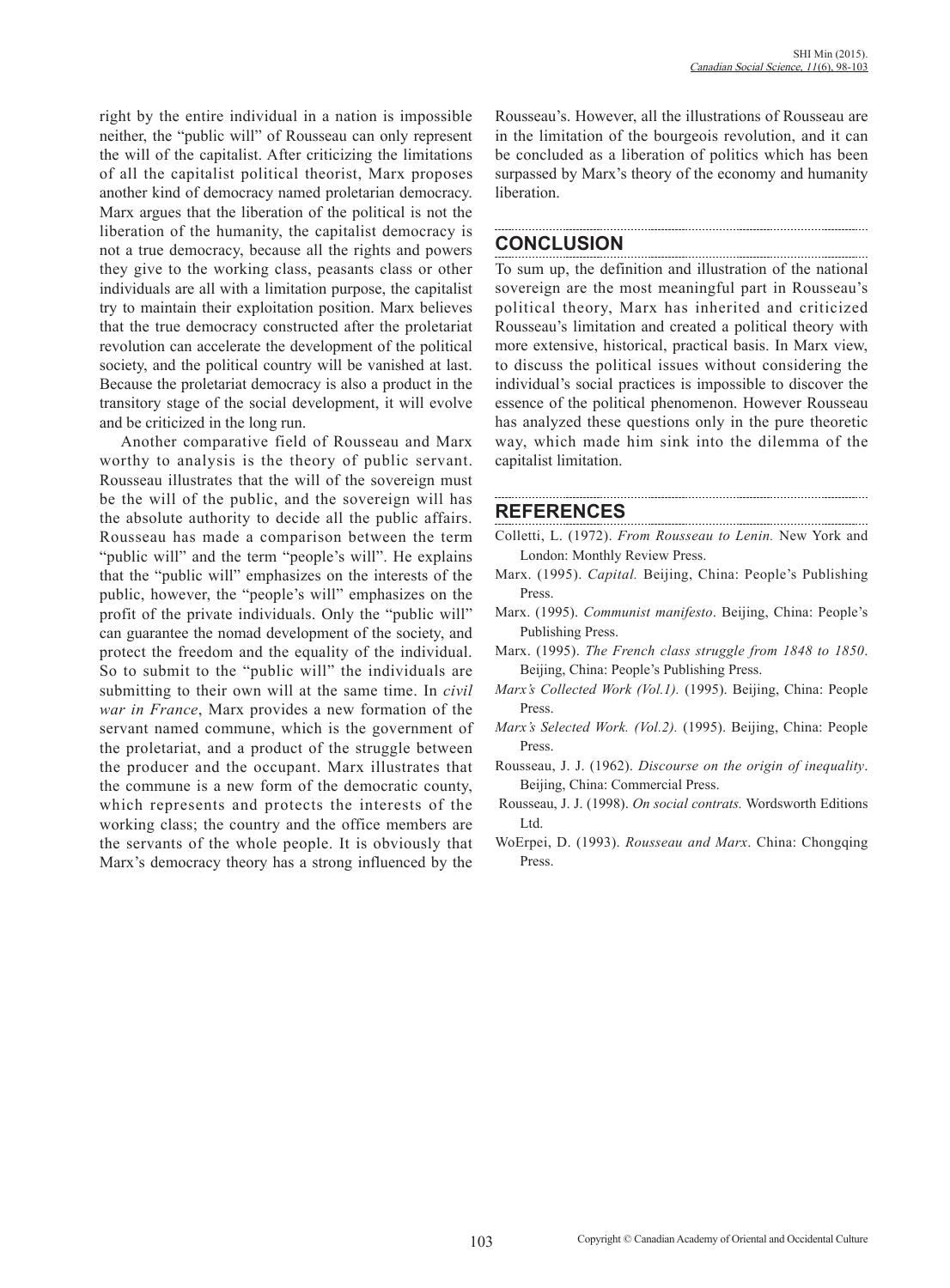right by the entire individual in a nation is impossible neither, the "public will" of Rousseau can only represent the will of the capitalist. After criticizing the limitations of all the capitalist political theorist, Marx proposes another kind of democracy named proletarian democracy. Marx argues that the liberation of the political is not the liberation of the humanity, the capitalist democracy is not a true democracy, because all the rights and powers they give to the working class, peasants class or other individuals are all with a limitation purpose, the capitalist try to maintain their exploitation position. Marx believes that the true democracy constructed after the proletariat revolution can accelerate the development of the political society, and the political country will be vanished at last. Because the proletariat democracy is also a product in the transitory stage of the social development, it will evolve and be criticized in the long run.

Another comparative field of Rousseau and Marx worthy to analysis is the theory of public servant. Rousseau illustrates that the will of the sovereign must be the will of the public, and the sovereign will has the absolute authority to decide all the public affairs. Rousseau has made a comparison between the term "public will" and the term "people's will". He explains that the "public will" emphasizes on the interests of the public, however, the "people's will" emphasizes on the profit of the private individuals. Only the "public will" can guarantee the nomad development of the society, and protect the freedom and the equality of the individual. So to submit to the "public will" the individuals are submitting to their own will at the same time. In *civil war in France*, Marx provides a new formation of the servant named commune, which is the government of the proletariat, and a product of the struggle between the producer and the occupant. Marx illustrates that the commune is a new form of the democratic county, which represents and protects the interests of the working class; the country and the office members are the servants of the whole people. It is obviously that Marx's democracy theory has a strong influenced by the Rousseau's. However, all the illustrations of Rousseau are in the limitation of the bourgeois revolution, and it can be concluded as a liberation of politics which has been surpassed by Marx's theory of the economy and humanity liberation.

## CONCLUSION

To sum up, the definition and illustration of the national sovereign are the most meaningful part in Rousseau's political theory, Marx has inherited and criticized Rousseau's limitation and created a political theory with more extensive, historical, practical basis. In Marx view, to discuss the political issues without considering the individual's social practices is impossible to discover the essence of the political phenomenon. However Rousseau has analyzed these questions only in the pure theoretic way, which made him sink into the dilemma of the capitalist limitation.

## REFERENCES

Colletti, L. (1972). *From Rousseau to Lenin.* New York and London: Monthly Review Press.

Marx. (1995). *Capital.* Beijing, China: People's Publishing Press.

Marx. (1995). *Communist manifesto*. Beijing, China: People's Publishing Press.

Marx. (1995). *The French class struggle from 1848 to 1850*. Beijing, China: People's Publishing Press.

*Marx's Collected Work (Vol.1).* (1995). Beijing, China: People Press.

*Marx's Selected Work. (Vol.2).* (1995). Beijing, China: People Press.

Rousseau, J. J. (1962). *Discourse on the origin of inequality*. Beijing, China: Commercial Press.

Rousseau, J. J. (1998). *On social contrats.* Wordsworth Editions Ltd.

WoErpei, D. (1993). *Rousseau and Marx*. China: Chongqing Press.